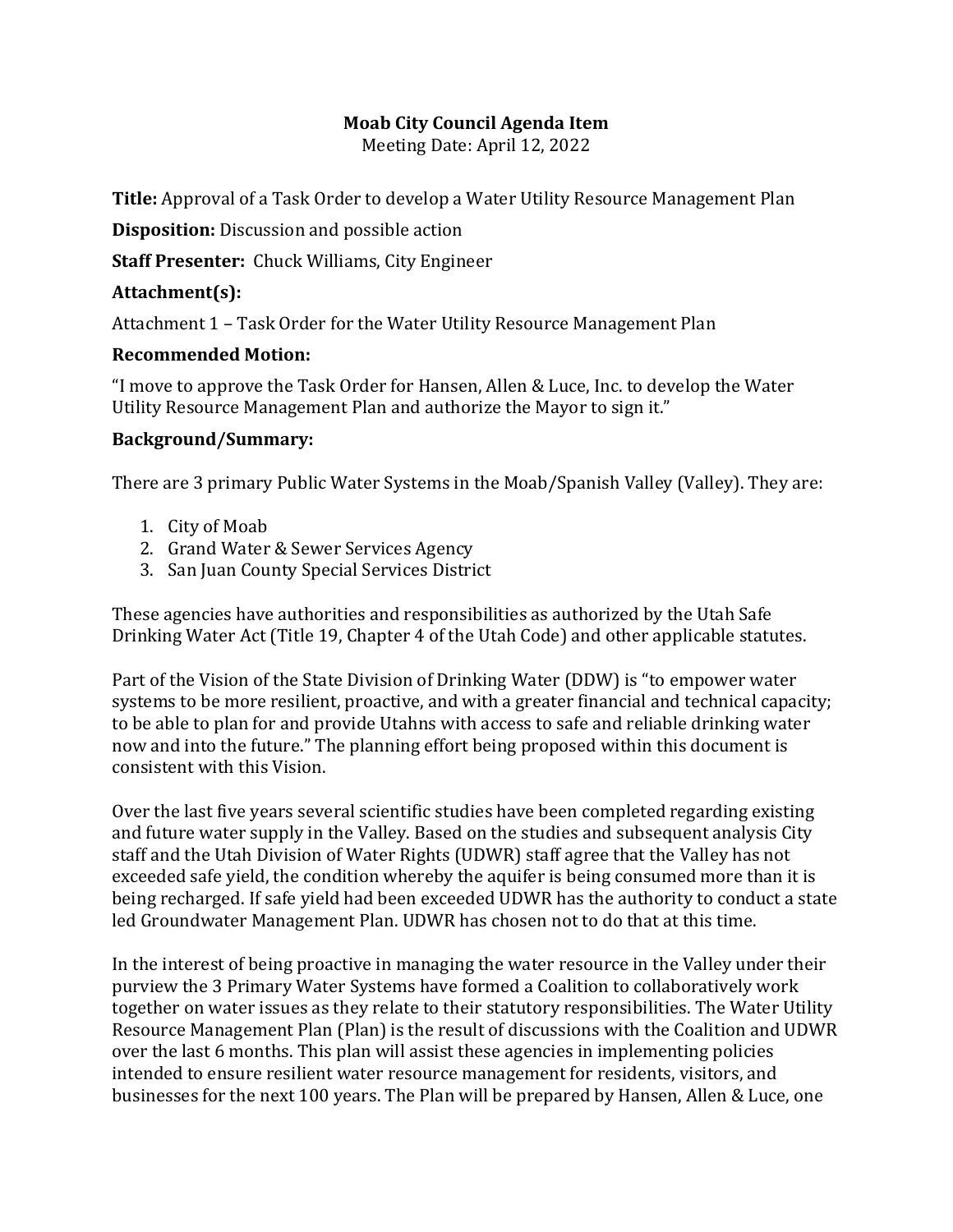**Moab City Council Agenda Item**

Meeting Date: April 12, 2022

**Title:** Approval of a Task Order to develop a Water Utility Resource Management Plan

**Disposition:** Discussion and possible action

**Staff Presenter:** Chuck Williams, City Engineer

**Attachment(s):**

Attachment 1 – Task Order for the Water Utility Resource Management Plan

**Recommended Motion:**

"I move to approve the Task Order for Hansen, Allen & Luce, Inc. to develop the Water Utility Resource Management Plan and authorize the Mayor to sign it."

**Background/Summary:**

There are 3 primary Public Water Systems in the Moab/Spanish Valley (Valley). They are:

1. City of Moab
2. Grand Water & Sewer Services Agency
3. San Juan County Special Services District

These agencies have authorities and responsibilities as authorized by the Utah Safe Drinking Water Act (Title 19, Chapter 4 of the Utah Code) and other applicable statutes.

Part of the Vision of the State Division of Drinking Water (DDW) is "to empower water systems to be more resilient, proactive, and with a greater financial and technical capacity; to be able to plan for and provide Utahns with access to safe and reliable drinking water now and into the future." The planning effort being proposed within this document is consistent with this Vision.

Over the last five years several scientific studies have been completed regarding existing and future water supply in the Valley. Based on the studies and subsequent analysis City staff and the Utah Division of Water Rights (UDWR) staff agree that the Valley has not exceeded safe yield, the condition whereby the aquifer is being consumed more than it is being recharged. If safe yield had been exceeded UDWR has the authority to conduct a state led Groundwater Management Plan. UDWR has chosen not to do that at this time.

In the interest of being proactive in managing the water resource in the Valley under their purview the 3 Primary Water Systems have formed a Coalition to collaboratively work together on water issues as they relate to their statutory responsibilities. The Water Utility Resource Management Plan (Plan) is the result of discussions with the Coalition and UDWR over the last 6 months. This plan will assist these agencies in implementing policies intended to ensure resilient water resource management for residents, visitors, and businesses for the next 100 years. The Plan will be prepared by Hansen, Allen & Luce, one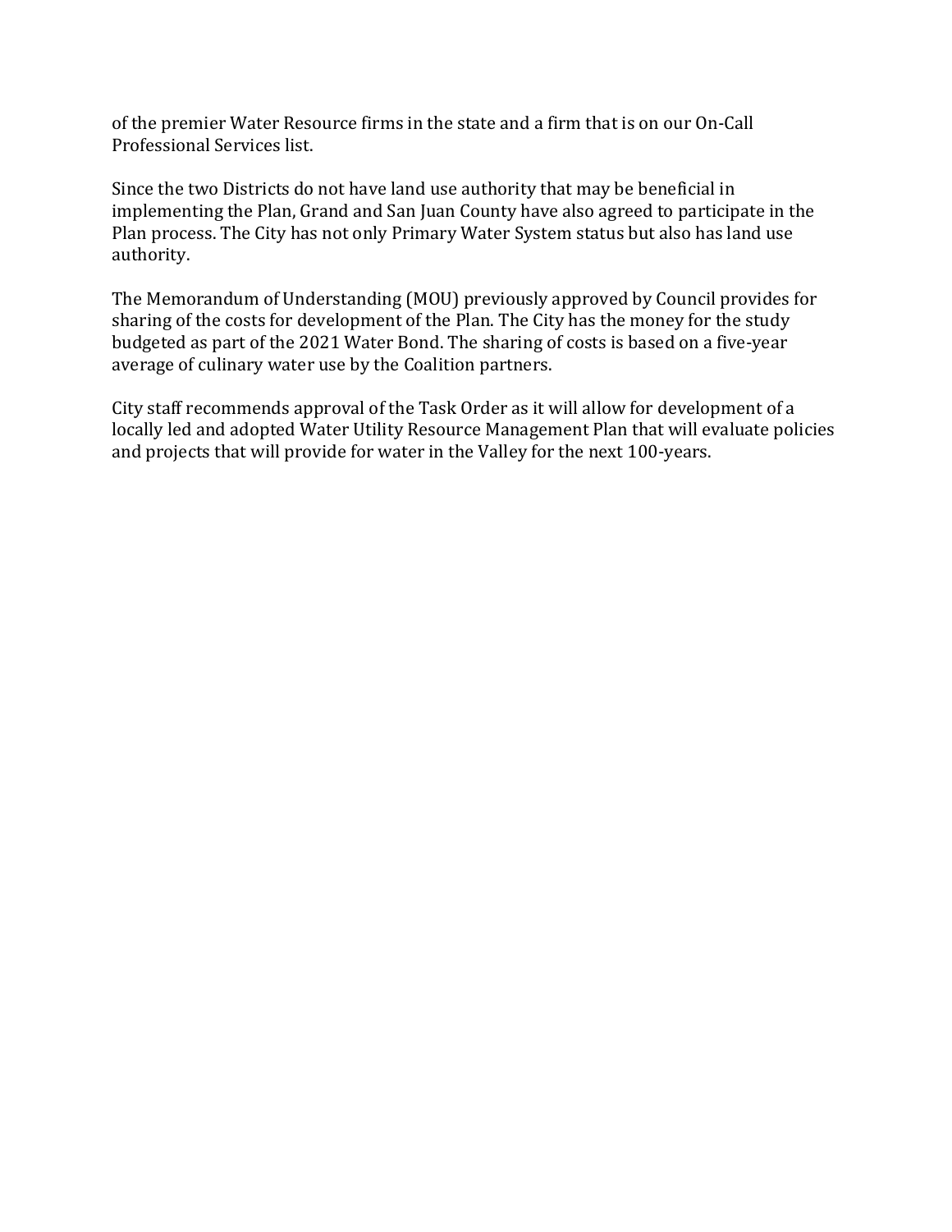of the premier Water Resource firms in the state and a firm that is on our On-Call Professional Services list.

Since the two Districts do not have land use authority that may be beneficial in implementing the Plan, Grand and San Juan County have also agreed to participate in the Plan process. The City has not only Primary Water System status but also has land use authority.

The Memorandum of Understanding (MOU) previously approved by Council provides for sharing of the costs for development of the Plan. The City has the money for the study budgeted as part of the 2021 Water Bond. The sharing of costs is based on a five-year average of culinary water use by the Coalition partners.

City staff recommends approval of the Task Order as it will allow for development of a locally led and adopted Water Utility Resource Management Plan that will evaluate policies and projects that will provide for water in the Valley for the next 100-years.